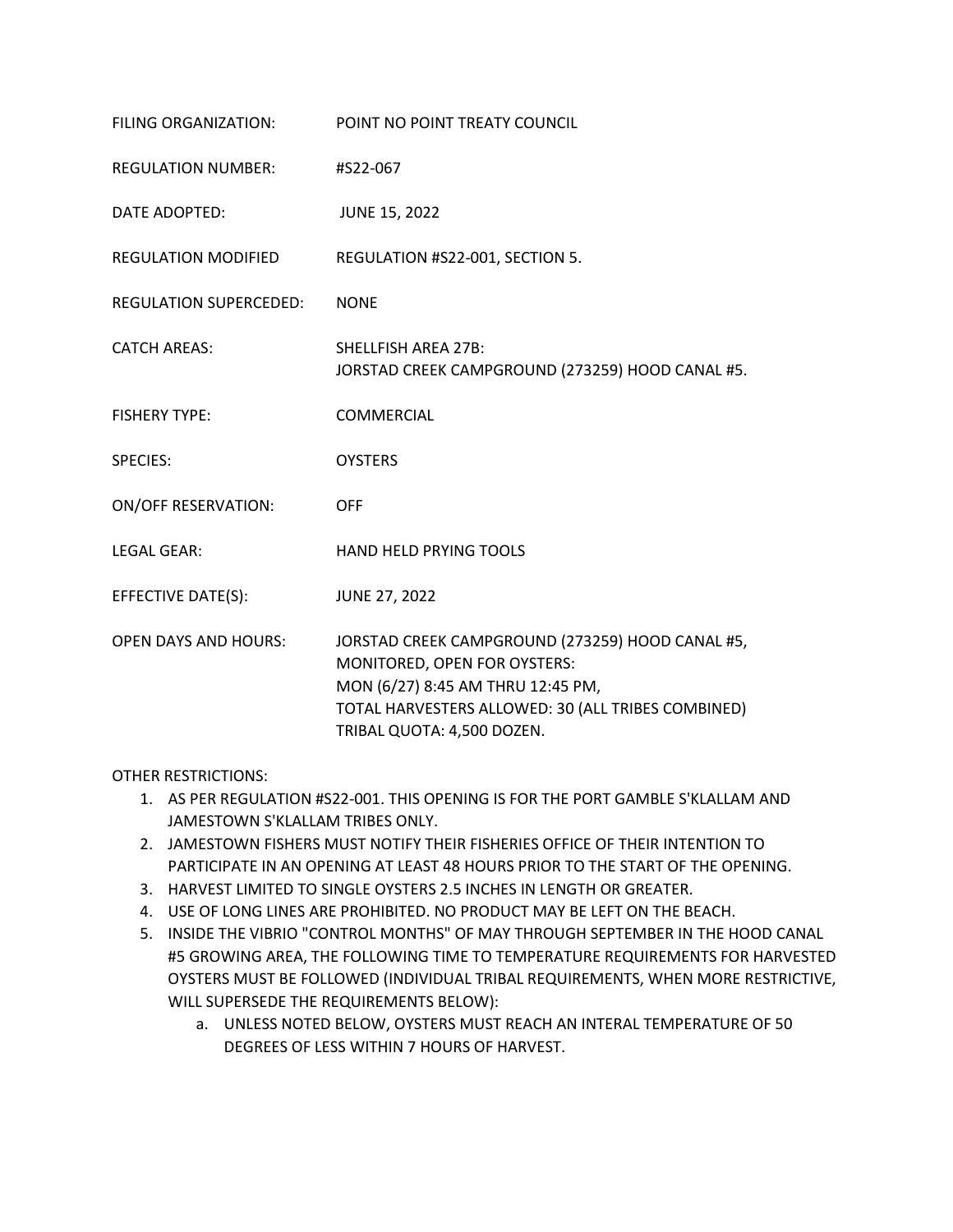| | |
|---|---|
| FILING ORGANIZATION: | POINT NO POINT TREATY COUNCIL |
| REGULATION NUMBER: | #S22-067 |
| DATE ADOPTED: | JUNE 15, 2022 |
| REGULATION MODIFIED | REGULATION #S22-001, SECTION 5. |
| REGULATION SUPERCEDED: | NONE |
| CATCH AREAS: | SHELLFISH AREA 27B:<br>JORSTAD CREEK CAMPGROUND (273259) HOOD CANAL #5. |
| FISHERY TYPE: | COMMERCIAL |
| SPECIES: | OYSTERS |
| ON/OFF RESERVATION: | OFF |
| LEGAL GEAR: | HAND HELD PRYING TOOLS |
| EFFECTIVE DATE(S): | JUNE 27, 2022 |
| OPEN DAYS AND HOURS: | JORSTAD CREEK CAMPGROUND (273259) HOOD CANAL #5,<br>MONITORED, OPEN FOR OYSTERS:<br>MON (6/27) 8:45 AM THRU 12:45 PM,<br>TOTAL HARVESTERS ALLOWED: 30 (ALL TRIBES COMBINED)<br>TRIBAL QUOTA: 4,500 DOZEN. |

OTHER RESTRICTIONS:

1. AS PER REGULATION #S22-001. THIS OPENING IS FOR THE PORT GAMBLE S'KLALLAM AND JAMESTOWN S'KLALLAM TRIBES ONLY.
2. JAMESTOWN FISHERS MUST NOTIFY THEIR FISHERIES OFFICE OF THEIR INTENTION TO PARTICIPATE IN AN OPENING AT LEAST 48 HOURS PRIOR TO THE START OF THE OPENING.
3. HARVEST LIMITED TO SINGLE OYSTERS 2.5 INCHES IN LENGTH OR GREATER.
4. USE OF LONG LINES ARE PROHIBITED. NO PRODUCT MAY BE LEFT ON THE BEACH.
5. INSIDE THE VIBRIO "CONTROL MONTHS" OF MAY THROUGH SEPTEMBER IN THE HOOD CANAL #5 GROWING AREA, THE FOLLOWING TIME TO TEMPERATURE REQUIREMENTS FOR HARVESTED OYSTERS MUST BE FOLLOWED (INDIVIDUAL TRIBAL REQUIREMENTS, WHEN MORE RESTRICTIVE, WILL SUPERSEDE THE REQUIREMENTS BELOW):
    a. UNLESS NOTED BELOW, OYSTERS MUST REACH AN INTERAL TEMPERATURE OF 50 DEGREES OF LESS WITHIN 7 HOURS OF HARVEST.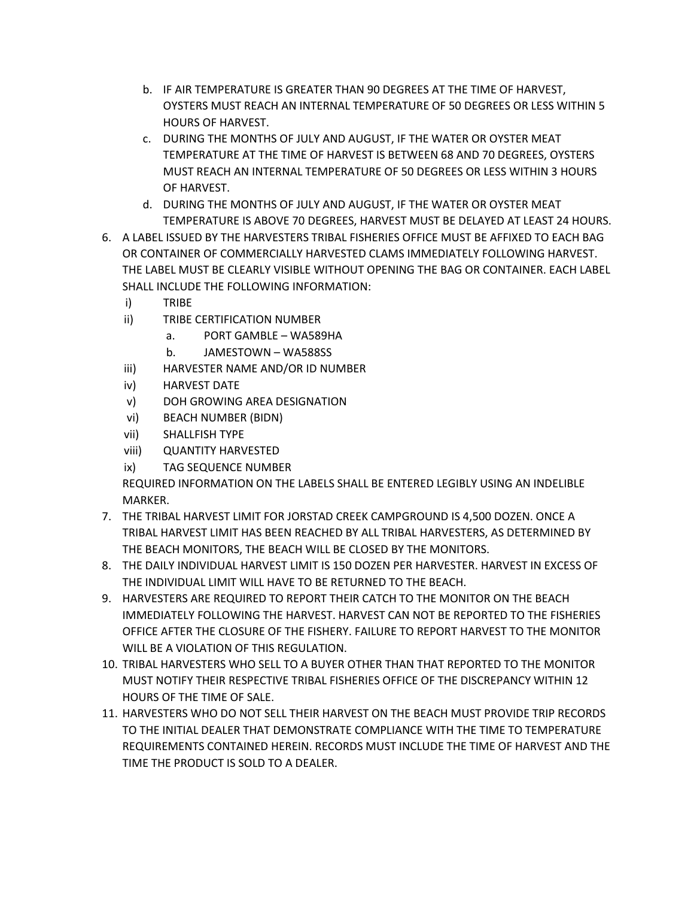b. IF AIR TEMPERATURE IS GREATER THAN 90 DEGREES AT THE TIME OF HARVEST, OYSTERS MUST REACH AN INTERNAL TEMPERATURE OF 50 DEGREES OR LESS WITHIN 5 HOURS OF HARVEST.

c. DURING THE MONTHS OF JULY AND AUGUST, IF THE WATER OR OYSTER MEAT TEMPERATURE AT THE TIME OF HARVEST IS BETWEEN 68 AND 70 DEGREES, OYSTERS MUST REACH AN INTERNAL TEMPERATURE OF 50 DEGREES OR LESS WITHIN 3 HOURS OF HARVEST.

d. DURING THE MONTHS OF JULY AND AUGUST, IF THE WATER OR OYSTER MEAT TEMPERATURE IS ABOVE 70 DEGREES, HARVEST MUST BE DELAYED AT LEAST 24 HOURS.

6. A LABEL ISSUED BY THE HARVESTERS TRIBAL FISHERIES OFFICE MUST BE AFFIXED TO EACH BAG OR CONTAINER OF COMMERCIALLY HARVESTED CLAMS IMMEDIATELY FOLLOWING HARVEST. THE LABEL MUST BE CLEARLY VISIBLE WITHOUT OPENING THE BAG OR CONTAINER. EACH LABEL SHALL INCLUDE THE FOLLOWING INFORMATION:
   - i) TRIBE
   - ii) TRIBE CERTIFICATION NUMBER
     - a. PORT GAMBLE – WA589HA
     - b. JAMESTOWN – WA588SS
   - iii) HARVESTER NAME AND/OR ID NUMBER
   - iv) HARVEST DATE
   - v) DOH GROWING AREA DESIGNATION
   - vi) BEACH NUMBER (BIDN)
   - vii) SHALLFISH TYPE
   - viii) QUANTITY HARVESTED
   - ix) TAG SEQUENCE NUMBER

   REQUIRED INFORMATION ON THE LABELS SHALL BE ENTERED LEGIBLY USING AN INDELIBLE MARKER.

7. THE TRIBAL HARVEST LIMIT FOR JORSTAD CREEK CAMPGROUND IS 4,500 DOZEN. ONCE A TRIBAL HARVEST LIMIT HAS BEEN REACHED BY ALL TRIBAL HARVESTERS, AS DETERMINED BY THE BEACH MONITORS, THE BEACH WILL BE CLOSED BY THE MONITORS.

8. THE DAILY INDIVIDUAL HARVEST LIMIT IS 150 DOZEN PER HARVESTER. HARVEST IN EXCESS OF THE INDIVIDUAL LIMIT WILL HAVE TO BE RETURNED TO THE BEACH.

9. HARVESTERS ARE REQUIRED TO REPORT THEIR CATCH TO THE MONITOR ON THE BEACH IMMEDIATELY FOLLOWING THE HARVEST. HARVEST CAN NOT BE REPORTED TO THE FISHERIES OFFICE AFTER THE CLOSURE OF THE FISHERY. FAILURE TO REPORT HARVEST TO THE MONITOR WILL BE A VIOLATION OF THIS REGULATION.

10. TRIBAL HARVESTERS WHO SELL TO A BUYER OTHER THAN THAT REPORTED TO THE MONITOR MUST NOTIFY THEIR RESPECTIVE TRIBAL FISHERIES OFFICE OF THE DISCREPANCY WITHIN 12 HOURS OF THE TIME OF SALE.

11. HARVESTERS WHO DO NOT SELL THEIR HARVEST ON THE BEACH MUST PROVIDE TRIP RECORDS TO THE INITIAL DEALER THAT DEMONSTRATE COMPLIANCE WITH THE TIME TO TEMPERATURE REQUIREMENTS CONTAINED HEREIN. RECORDS MUST INCLUDE THE TIME OF HARVEST AND THE TIME THE PRODUCT IS SOLD TO A DEALER.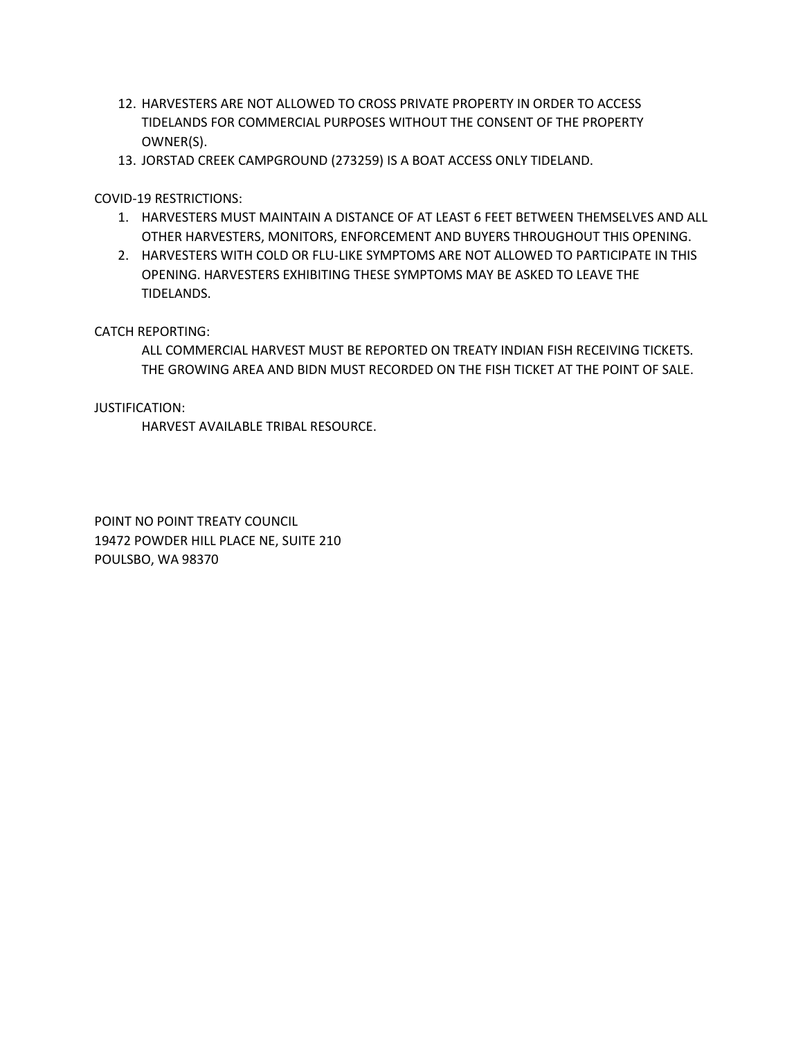12. HARVESTERS ARE NOT ALLOWED TO CROSS PRIVATE PROPERTY IN ORDER TO ACCESS TIDELANDS FOR COMMERCIAL PURPOSES WITHOUT THE CONSENT OF THE PROPERTY OWNER(S).
13. JORSTAD CREEK CAMPGROUND (273259) IS A BOAT ACCESS ONLY TIDELAND.

COVID-19 RESTRICTIONS:

1. HARVESTERS MUST MAINTAIN A DISTANCE OF AT LEAST 6 FEET BETWEEN THEMSELVES AND ALL OTHER HARVESTERS, MONITORS, ENFORCEMENT AND BUYERS THROUGHOUT THIS OPENING.
2. HARVESTERS WITH COLD OR FLU-LIKE SYMPTOMS ARE NOT ALLOWED TO PARTICIPATE IN THIS OPENING. HARVESTERS EXHIBITING THESE SYMPTOMS MAY BE ASKED TO LEAVE THE TIDELANDS.

CATCH REPORTING:

ALL COMMERCIAL HARVEST MUST BE REPORTED ON TREATY INDIAN FISH RECEIVING TICKETS. THE GROWING AREA AND BIDN MUST RECORDED ON THE FISH TICKET AT THE POINT OF SALE.

JUSTIFICATION:

HARVEST AVAILABLE TRIBAL RESOURCE.

POINT NO POINT TREATY COUNCIL
19472 POWDER HILL PLACE NE, SUITE 210
POULSBO, WA 98370